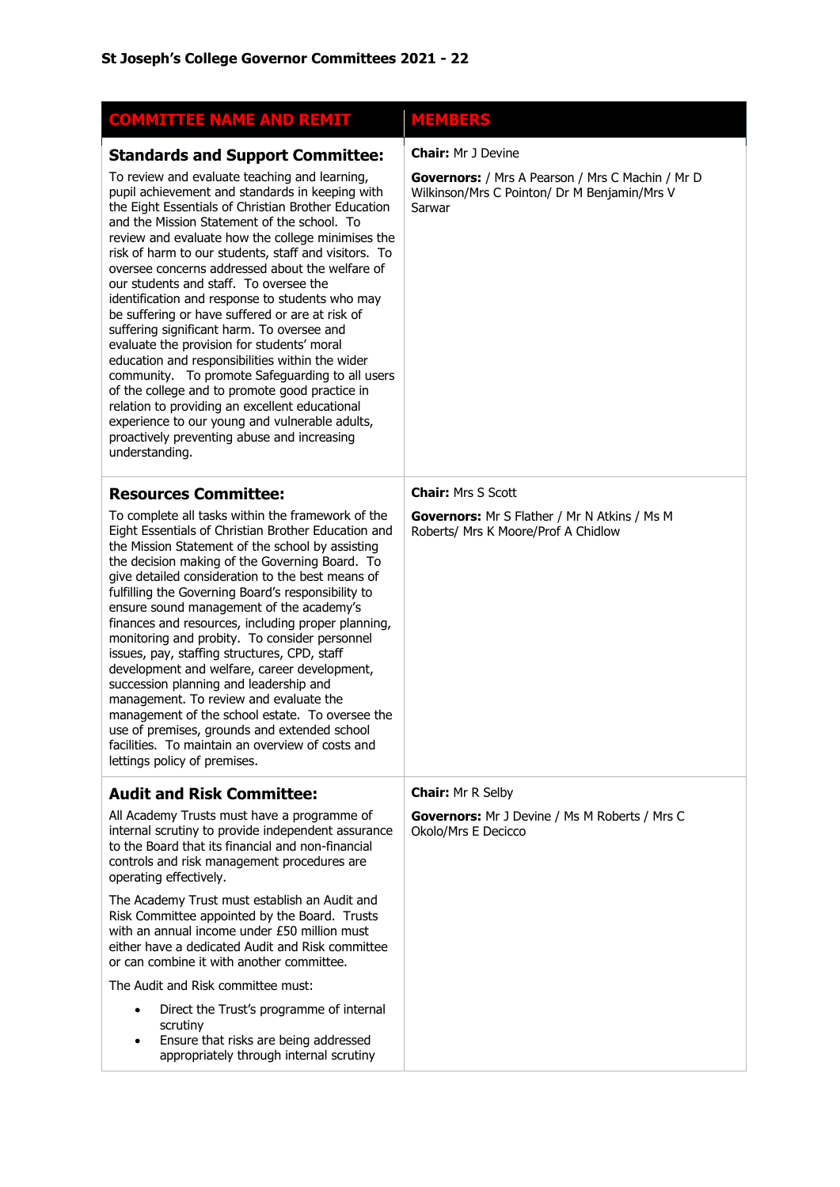## St Joseph's College Governor Committees 2021 - 22

| COMMITTEE NAME AND REMIT | MEMBERS |
| --- | --- |
| **Standards and Support Committee:**<br><br>To review and evaluate teaching and learning, pupil achievement and standards in keeping with the Eight Essentials of Christian Brother Education and the Mission Statement of the school. To review and evaluate how the college minimises the risk of harm to our students, staff and visitors. To oversee concerns addressed about the welfare of our students and staff. To oversee the identification and response to students who may be suffering or have suffered or are at risk of suffering significant harm. To oversee and evaluate the provision for students' moral education and responsibilities within the wider community. To promote Safeguarding to all users of the college and to promote good practice in relation to providing an excellent educational experience to our young and vulnerable adults, proactively preventing abuse and increasing understanding. | **Chair:** Mr J Devine<br><br>**Governors:** / Mrs A Pearson / Mrs C Machin / Mr D Wilkinson/Mrs C Pointon/ Dr M Benjamin/Mrs V Sarwar |
| **Resources Committee:**<br><br>To complete all tasks within the framework of the Eight Essentials of Christian Brother Education and the Mission Statement of the school by assisting the decision making of the Governing Board. To give detailed consideration to the best means of fulfilling the Governing Board's responsibility to ensure sound management of the academy's finances and resources, including proper planning, monitoring and probity. To consider personnel issues, pay, staffing structures, CPD, staff development and welfare, career development, succession planning and leadership and management. To review and evaluate the management of the school estate. To oversee the use of premises, grounds and extended school facilities. To maintain an overview of costs and lettings policy of premises. | **Chair:** Mrs S Scott<br><br>**Governors:** Mr S Flather / Mr N Atkins / Ms M Roberts/ Mrs K Moore/Prof A Chidlow |
| **Audit and Risk Committee:**<br><br>All Academy Trusts must have a programme of internal scrutiny to provide independent assurance to the Board that its financial and non-financial controls and risk management procedures are operating effectively.<br><br>The Academy Trust must establish an Audit and Risk Committee appointed by the Board. Trusts with an annual income under £50 million must either have a dedicated Audit and Risk committee or can combine it with another committee.<br><br>The Audit and Risk committee must:<br><br>• Direct the Trust's programme of internal scrutiny<br>• Ensure that risks are being addressed appropriately through internal scrutiny | **Chair:** Mr R Selby<br><br>**Governors:** Mr J Devine / Ms M Roberts / Mrs C Okolo/Mrs E Decicco |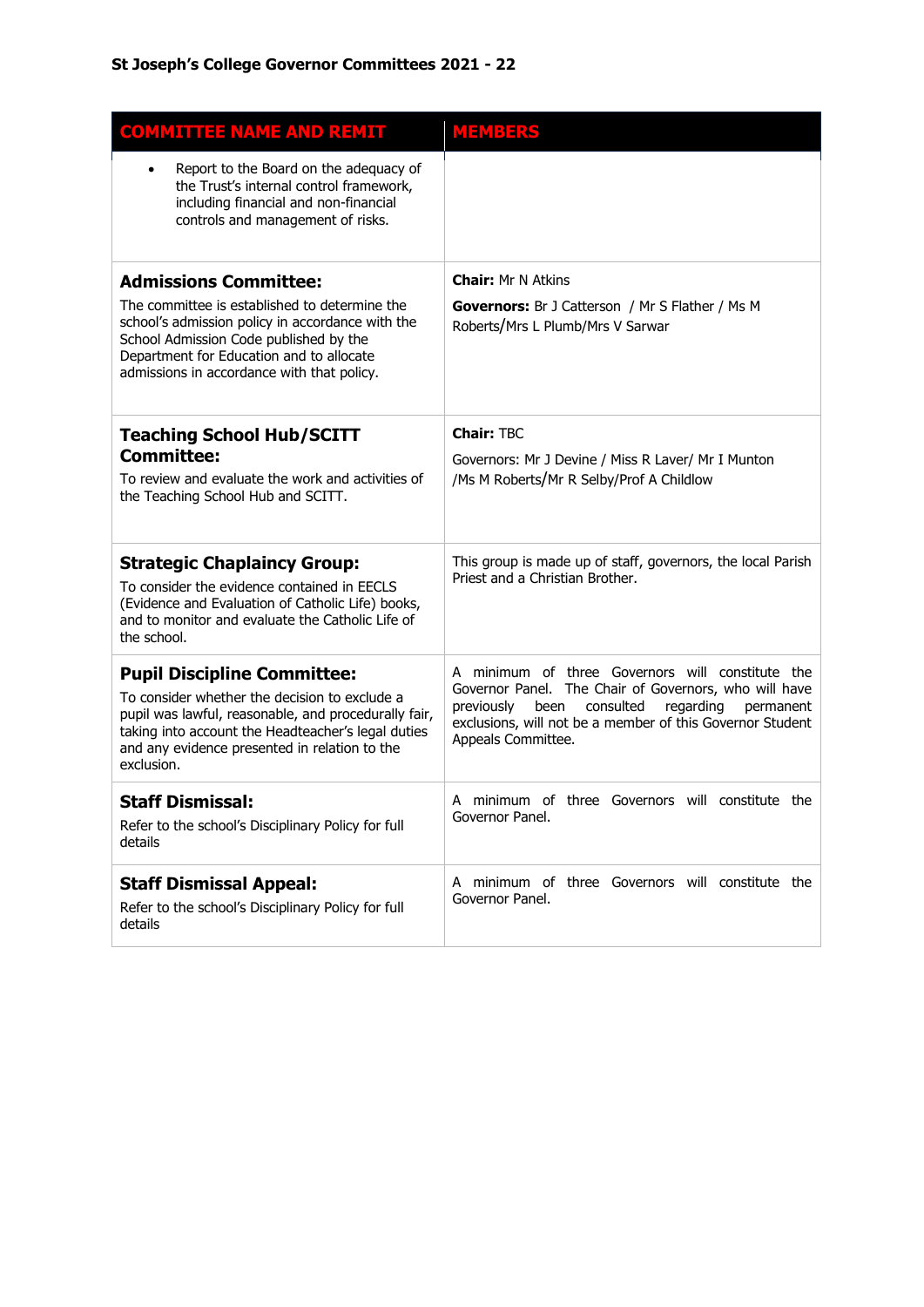**St Joseph's College Governor Committees 2021 - 22**

| COMMITTEE NAME AND REMIT | MEMBERS |
|---|---|
| • Report to the Board on the adequacy of the Trust's internal control framework, including financial and non-financial controls and management of risks. | |
| **Admissions Committee:** The committee is established to determine the school's admission policy in accordance with the School Admission Code published by the Department for Education and to allocate admissions in accordance with that policy. | **Chair:** Mr N Atkins **Governors:** Br J Catterson / Mr S Flather / Ms M Roberts/Mrs L Plumb/Mrs V Sarwar |
| **Teaching School Hub/SCITT Committee:** To review and evaluate the work and activities of the Teaching School Hub and SCITT. | **Chair:** TBC Governors: Mr J Devine / Miss R Laver/ Mr I Munton /Ms M Roberts/Mr R Selby/Prof A Childlow |
| **Strategic Chaplaincy Group:** To consider the evidence contained in EECLS (Evidence and Evaluation of Catholic Life) books, and to monitor and evaluate the Catholic Life of the school. | This group is made up of staff, governors, the local Parish Priest and a Christian Brother. |
| **Pupil Discipline Committee:** To consider whether the decision to exclude a pupil was lawful, reasonable, and procedurally fair, taking into account the Headteacher's legal duties and any evidence presented in relation to the exclusion. | A minimum of three Governors will constitute the Governor Panel. The Chair of Governors, who will have previously been consulted regarding permanent exclusions, will not be a member of this Governor Student Appeals Committee. |
| **Staff Dismissal:** Refer to the school's Disciplinary Policy for full details | A minimum of three Governors will constitute the Governor Panel. |
| **Staff Dismissal Appeal:** Refer to the school's Disciplinary Policy for full details | A minimum of three Governors will constitute the Governor Panel. |